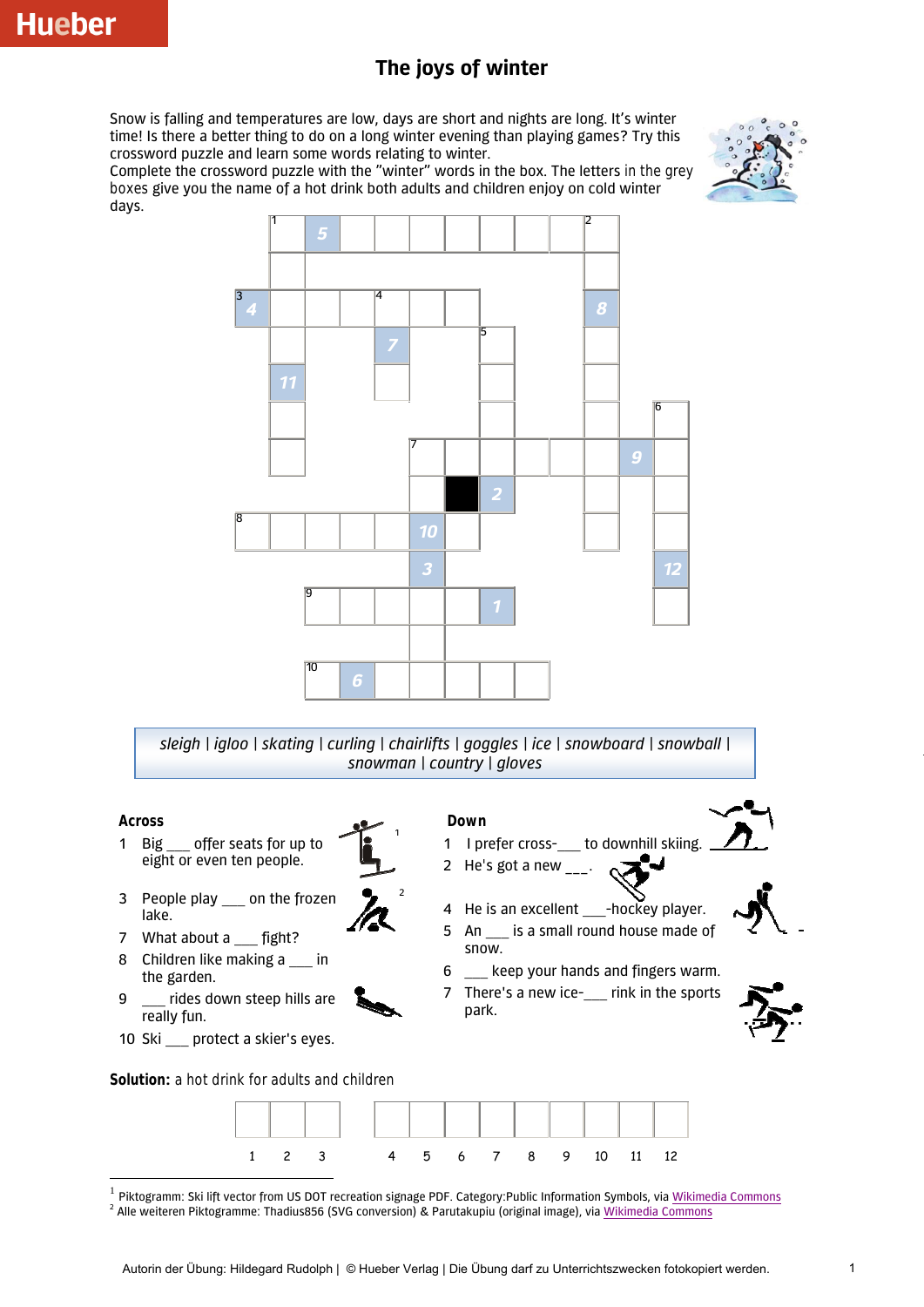# The joys of winter

Snow is falling and temperatures are low, days are short and nights are long. It's winter time! Is there a better thing to do on a long winter evening than playing games? Try this crossword puzzle and learn some words relating to winter.
Complete the crossword puzzle with the "winter" words in the box. The letters in the grey boxes give you the name of a hot drink both adults and children enjoy on cold winter days.

*sleigh | igloo | skating | curling | chairlifts | goggles | ice | snowboard | snowball | snowman | country | gloves*

**Across**

1 Big ___ offer seats for up to eight or even ten people.

3 People play ___ on the frozen lake.

7 What about a ___ fight?

8 Children like making a ___ in the garden.

9 ___ rides down steep hills are really fun.

10 Ski ___ protect a skier's eyes.

**Down**

1 I prefer cross-___ to downhill skiing.

2 He's got a new ___.

4 He is an excellent ___-hockey player.

5 An ___ is a small round house made of snow.

6 ___ keep your hands and fingers warm.

7 There's a new ice-___ rink in the sports park.

**Solution:** a hot drink for adults and children

| 1 | 2 | 3 | | 4 | 5 | 6 | 7 | 8 | 9 | 10 | 11 | 12 |
|---|---|---|---|---|---|---|---|---|---|---|---|---|
| | | | | | | | | | | | | |

[1] Piktogramm: Ski lift vector from US DOT recreation signage PDF. Category:Public Information Symbols, via Wikimedia Commons
[2] Alle weiteren Piktogramme: Thadius856 (SVG conversion) & Parutakupiu (original image), via Wikimedia Commons

Autorin der Übung: Hildegard Rudolph | © Hueber Verlag | Die Übung darf zu Unterrichtszwecken fotokopiert werden.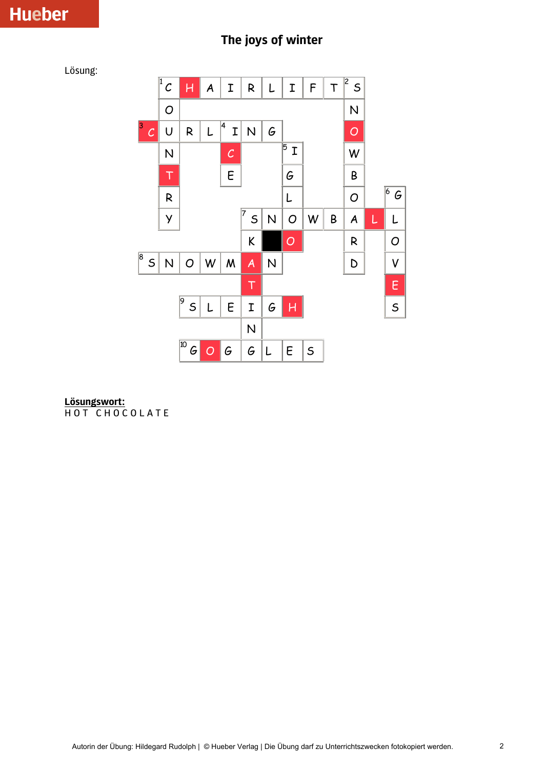# The joys of winter

Lösung:

| | | | | | | | | | | | | |
|---|---|---|---|---|---|---|---|---|---|---|---|---|
| | 1 C | H | A | I | R | L | I | F | T | 2 S | | |
| | O | | | | | | | | | N | | |
| 3 C | U | R | L | 4 I | N | G | | | | O | | |
| | N | | | C | | | 5 I | | | W | | |
| | T | | | E | | | G | | | B | | |
| | R | | | | | | L | | | O | | 6 G |
| | Y | | | | 7 S | N | O | W | B | A | L | L |
| | | | | | K | ■ | O | | | R | | O |
| 8 S | N | O | W | M | A | N | | | | D | | V |
| | | | | | T | | | | | | | E |
| | | 9 S | L | E | I | G | H | | | | | S |
| | | | | | N | | | | | | | |
| | | 10 G | O | G | G | L | E | S | | | | |

**Lösungswort:**
HOT CHOCOLATE